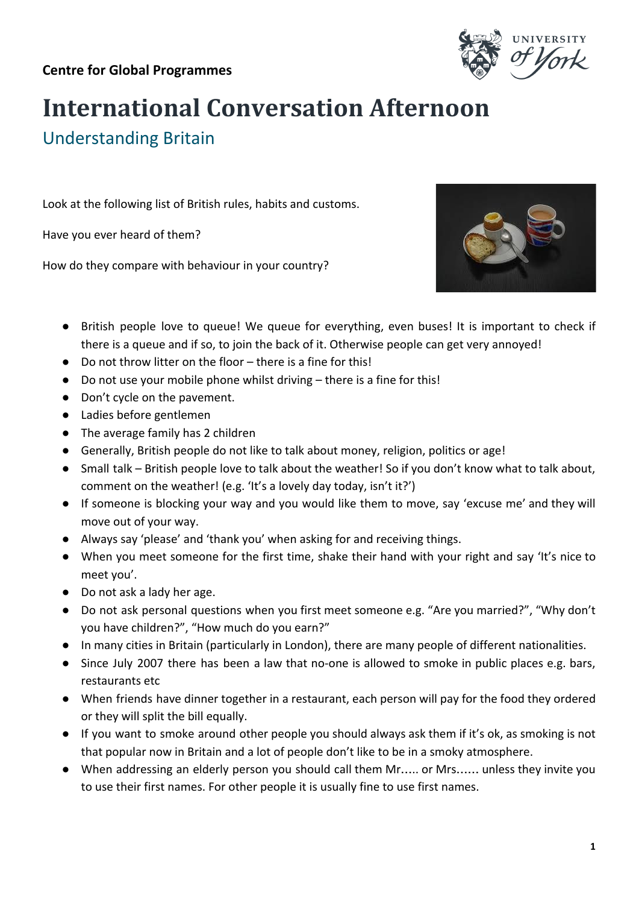**Centre for Global Programmes**

# International Conversation Afternoon

## Understanding Britain

Look at the following list of British rules, habits and customs.

Have you ever heard of them?

How do they compare with behaviour in your country?

- British people love to queue! We queue for everything, even buses! It is important to check if there is a queue and if so, to join the back of it. Otherwise people can get very annoyed!
- Do not throw litter on the floor – there is a fine for this!
- Do not use your mobile phone whilst driving – there is a fine for this!
- Don't cycle on the pavement.
- Ladies before gentlemen
- The average family has 2 children
- Generally, British people do not like to talk about money, religion, politics or age!
- Small talk – British people love to talk about the weather! So if you don't know what to talk about, comment on the weather! (e.g. 'It's a lovely day today, isn't it?')
- If someone is blocking your way and you would like them to move, say 'excuse me' and they will move out of your way.
- Always say 'please' and 'thank you' when asking for and receiving things.
- When you meet someone for the first time, shake their hand with your right and say 'It's nice to meet you'.
- Do not ask a lady her age.
- Do not ask personal questions when you first meet someone e.g. "Are you married?", "Why don't you have children?", "How much do you earn?"
- In many cities in Britain (particularly in London), there are many people of different nationalities.
- Since July 2007 there has been a law that no-one is allowed to smoke in public places e.g. bars, restaurants etc
- When friends have dinner together in a restaurant, each person will pay for the food they ordered or they will split the bill equally.
- If you want to smoke around other people you should always ask them if it's ok, as smoking is not that popular now in Britain and a lot of people don't like to be in a smoky atmosphere.
- When addressing an elderly person you should call them Mr….. or Mrs…… unless they invite you to use their first names. For other people it is usually fine to use first names.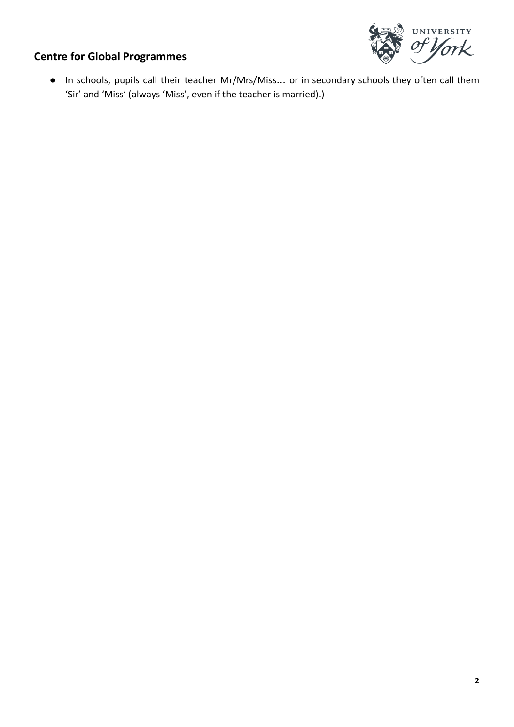- In schools, pupils call their teacher Mr/Mrs/Miss… or in secondary schools they often call them 'Sir' and 'Miss' (always 'Miss', even if the teacher is married).)